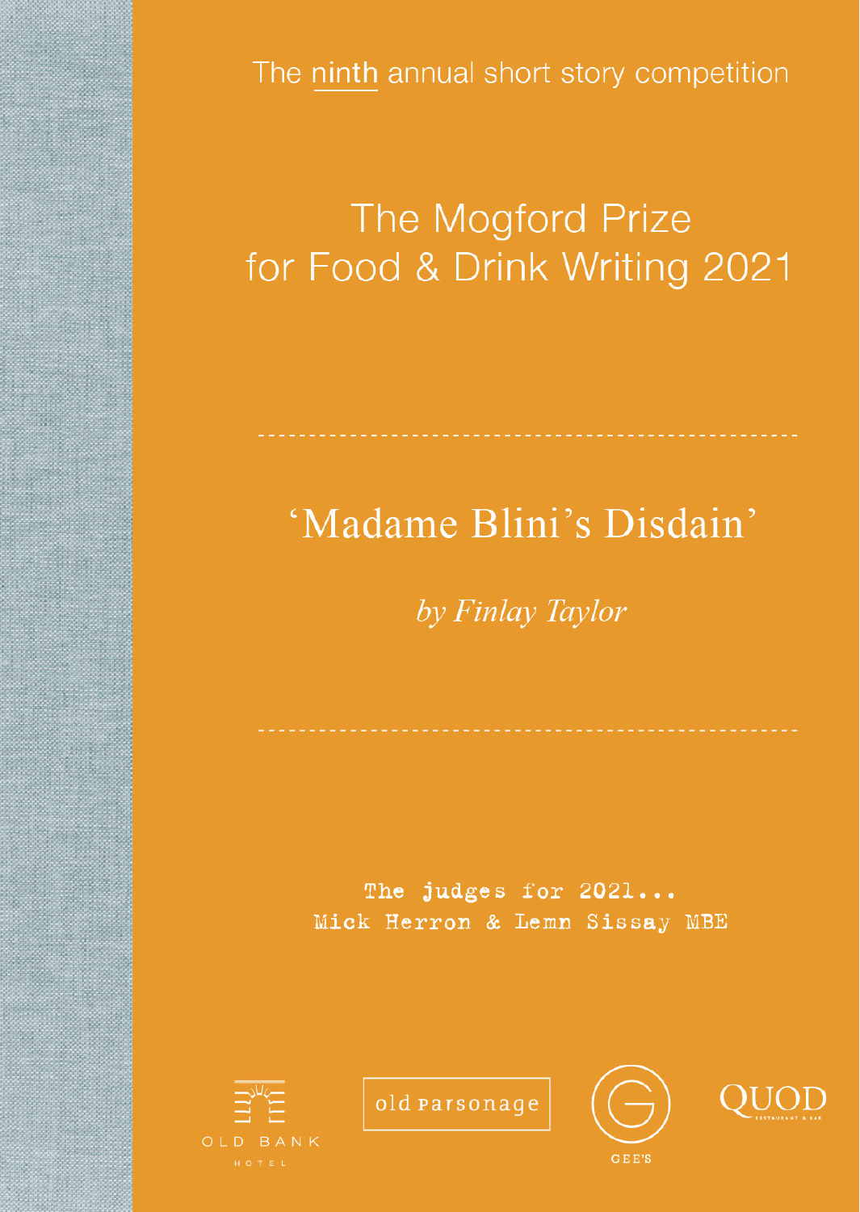The ninth annual short story competition

# The Mogford Prize for Food & Drink Writing 2021

## 'Madame Blini's Disdain'

*by Finlay Taylor*

The judges for 2021...
Mick Herron & Lemn Sissay MBE

OLD BANK HOTEL

old parsonage

GEE'S

QUOD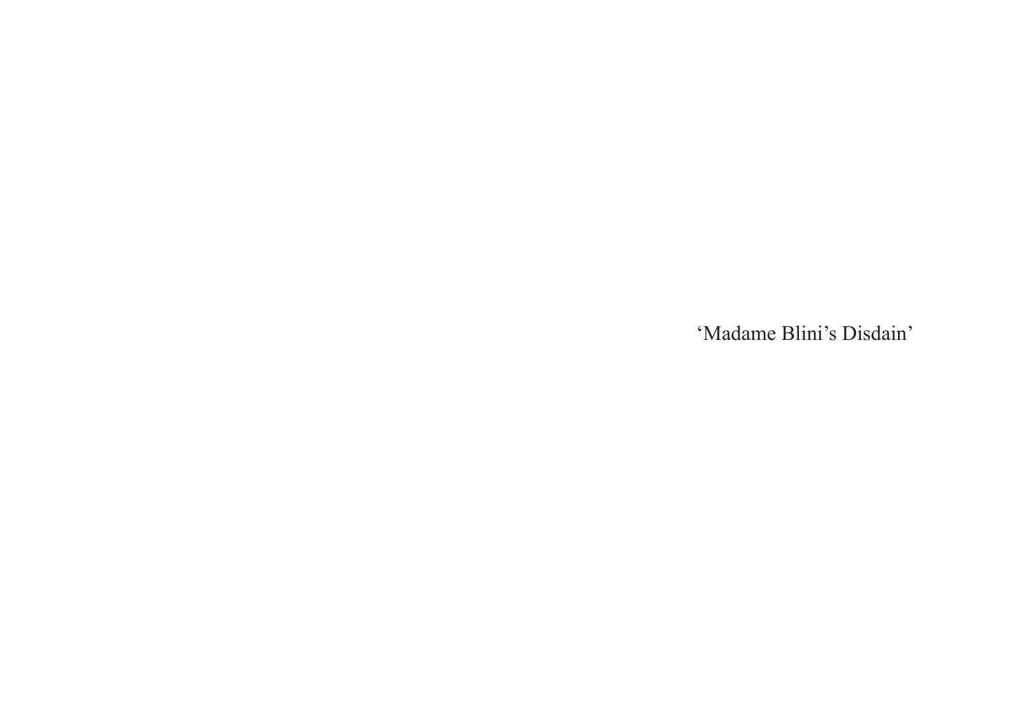‘Madame Blini’s Disdain’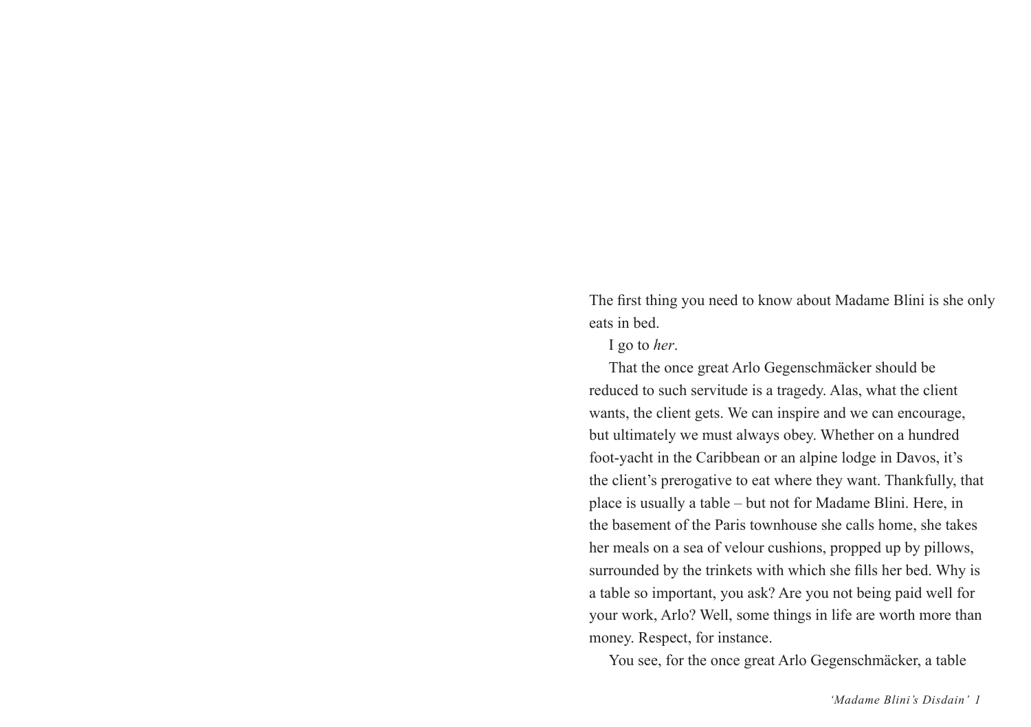The first thing you need to know about Madame Blini is she only eats in bed.

I go to *her*.

That the once great Arlo Gegenschmäcker should be reduced to such servitude is a tragedy. Alas, what the client wants, the client gets. We can inspire and we can encourage, but ultimately we must always obey. Whether on a hundred foot-yacht in the Caribbean or an alpine lodge in Davos, it's the client's prerogative to eat where they want. Thankfully, that place is usually a table – but not for Madame Blini. Here, in the basement of the Paris townhouse she calls home, she takes her meals on a sea of velour cushions, propped up by pillows, surrounded by the trinkets with which she fills her bed. Why is a table so important, you ask? Are you not being paid well for your work, Arlo? Well, some things in life are worth more than money. Respect, for instance.

You see, for the once great Arlo Gegenschmäcker, a table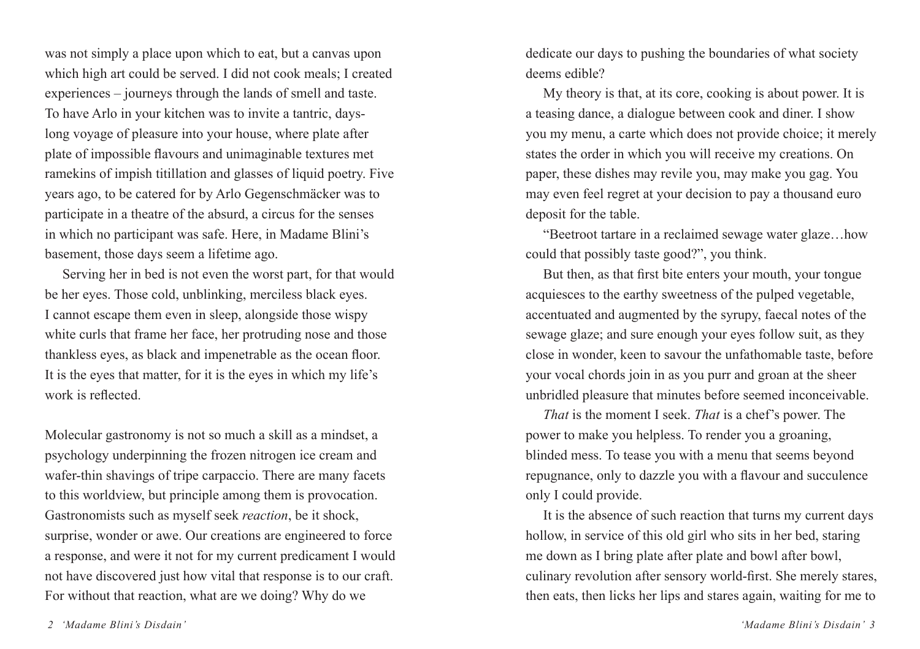was not simply a place upon which to eat, but a canvas upon which high art could be served. I did not cook meals; I created experiences – journeys through the lands of smell and taste. To have Arlo in your kitchen was to invite a tantric, days-long voyage of pleasure into your house, where plate after plate of impossible flavours and unimaginable textures met ramekins of impish titillation and glasses of liquid poetry. Five years ago, to be catered for by Arlo Gegenschmäcker was to participate in a theatre of the absurd, a circus for the senses in which no participant was safe. Here, in Madame Blini's basement, those days seem a lifetime ago.

Serving her in bed is not even the worst part, for that would be her eyes. Those cold, unblinking, merciless black eyes. I cannot escape them even in sleep, alongside those wispy white curls that frame her face, her protruding nose and those thankless eyes, as black and impenetrable as the ocean floor. It is the eyes that matter, for it is the eyes in which my life's work is reflected.

Molecular gastronomy is not so much a skill as a mindset, a psychology underpinning the frozen nitrogen ice cream and wafer-thin shavings of tripe carpaccio. There are many facets to this worldview, but principle among them is provocation. Gastronomists such as myself seek *reaction*, be it shock, surprise, wonder or awe. Our creations are engineered to force a response, and were it not for my current predicament I would not have discovered just how vital that response is to our craft. For without that reaction, what are we doing? Why do we dedicate our days to pushing the boundaries of what society deems edible?

My theory is that, at its core, cooking is about power. It is a teasing dance, a dialogue between cook and diner. I show you my menu, a carte which does not provide choice; it merely states the order in which you will receive my creations. On paper, these dishes may revile you, may make you gag. You may even feel regret at your decision to pay a thousand euro deposit for the table.

"Beetroot tartare in a reclaimed sewage water glaze…how could that possibly taste good?", you think.

But then, as that first bite enters your mouth, your tongue acquiesces to the earthy sweetness of the pulped vegetable, accentuated and augmented by the syrupy, faecal notes of the sewage glaze; and sure enough your eyes follow suit, as they close in wonder, keen to savour the unfathomable taste, before your vocal chords join in as you purr and groan at the sheer unbridled pleasure that minutes before seemed inconceivable.

*That* is the moment I seek. *That* is a chef's power. The power to make you helpless. To render you a groaning, blinded mess. To tease you with a menu that seems beyond repugnance, only to dazzle you with a flavour and succulence only I could provide.

It is the absence of such reaction that turns my current days hollow, in service of this old girl who sits in her bed, staring me down as I bring plate after plate and bowl after bowl, culinary revolution after sensory world-first. She merely stares, then eats, then licks her lips and stares again, waiting for me to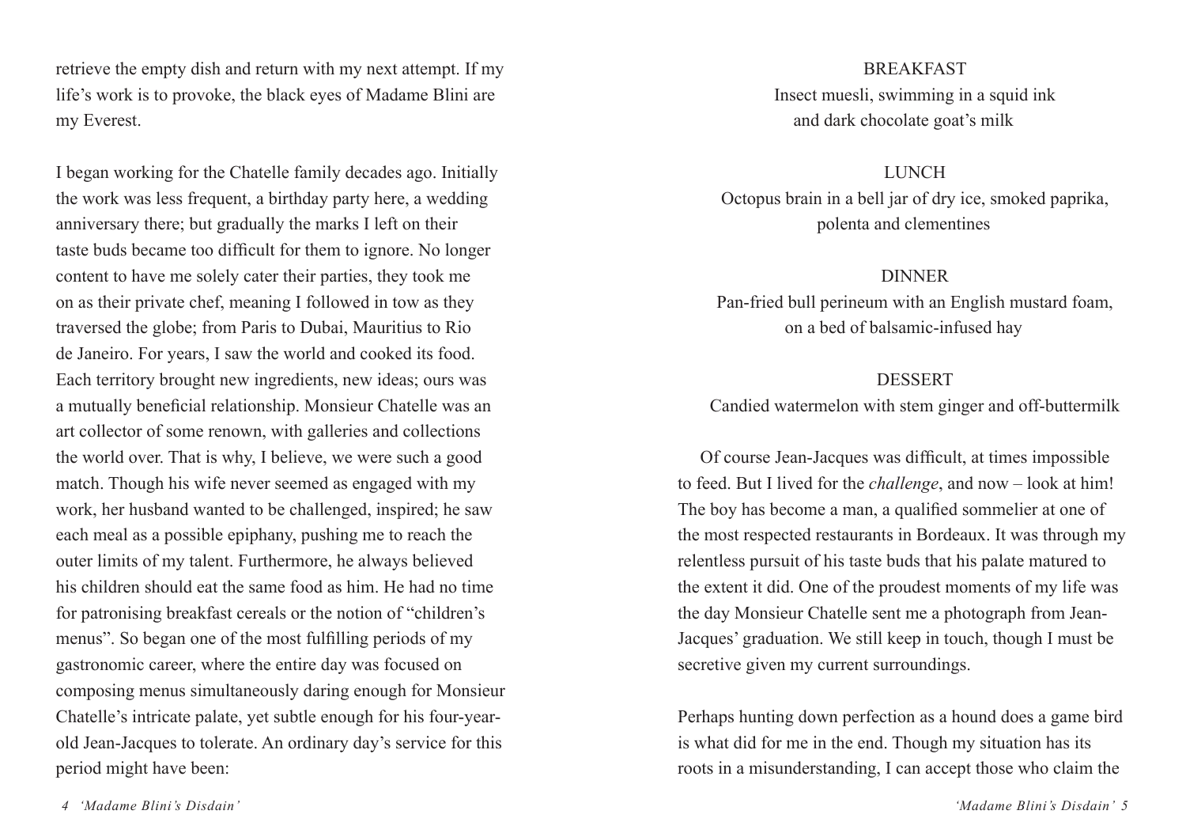retrieve the empty dish and return with my next attempt. If my life's work is to provoke, the black eyes of Madame Blini are my Everest.

I began working for the Chatelle family decades ago. Initially the work was less frequent, a birthday party here, a wedding anniversary there; but gradually the marks I left on their taste buds became too difficult for them to ignore. No longer content to have me solely cater their parties, they took me on as their private chef, meaning I followed in tow as they traversed the globe; from Paris to Dubai, Mauritius to Rio de Janeiro. For years, I saw the world and cooked its food. Each territory brought new ingredients, new ideas; ours was a mutually beneficial relationship. Monsieur Chatelle was an art collector of some renown, with galleries and collections the world over. That is why, I believe, we were such a good match. Though his wife never seemed as engaged with my work, her husband wanted to be challenged, inspired; he saw each meal as a possible epiphany, pushing me to reach the outer limits of my talent. Furthermore, he always believed his children should eat the same food as him. He had no time for patronising breakfast cereals or the notion of "children's menus". So began one of the most fulfilling periods of my gastronomic career, where the entire day was focused on composing menus simultaneously daring enough for Monsieur Chatelle's intricate palate, yet subtle enough for his four-year-old Jean-Jacques to tolerate. An ordinary day's service for this period might have been:

BREAKFAST
Insect muesli, swimming in a squid ink
and dark chocolate goat's milk

LUNCH
Octopus brain in a bell jar of dry ice, smoked paprika,
polenta and clementines

DINNER
Pan-fried bull perineum with an English mustard foam,
on a bed of balsamic-infused hay

DESSERT
Candied watermelon with stem ginger and off-buttermilk

Of course Jean-Jacques was difficult, at times impossible to feed. But I lived for the *challenge*, and now – look at him! The boy has become a man, a qualified sommelier at one of the most respected restaurants in Bordeaux. It was through my relentless pursuit of his taste buds that his palate matured to the extent it did. One of the proudest moments of my life was the day Monsieur Chatelle sent me a photograph from Jean-Jacques' graduation. We still keep in touch, though I must be secretive given my current surroundings.

Perhaps hunting down perfection as a hound does a game bird is what did for me in the end. Though my situation has its roots in a misunderstanding, I can accept those who claim the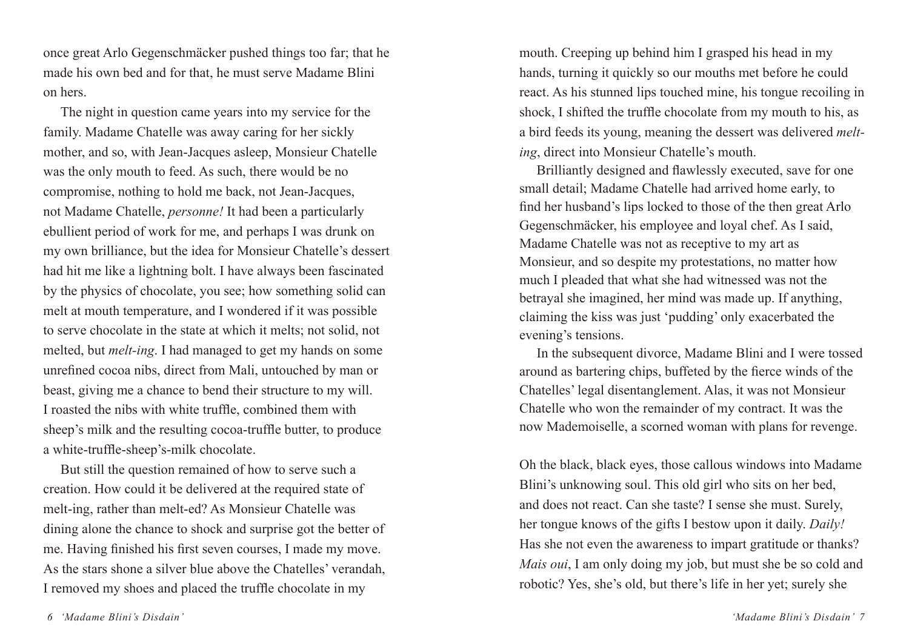once great Arlo Gegenschmäcker pushed things too far; that he made his own bed and for that, he must serve Madame Blini on hers.

The night in question came years into my service for the family. Madame Chatelle was away caring for her sickly mother, and so, with Jean-Jacques asleep, Monsieur Chatelle was the only mouth to feed. As such, there would be no compromise, nothing to hold me back, not Jean-Jacques, not Madame Chatelle, *personne!* It had been a particularly ebullient period of work for me, and perhaps I was drunk on my own brilliance, but the idea for Monsieur Chatelle's dessert had hit me like a lightning bolt. I have always been fascinated by the physics of chocolate, you see; how something solid can melt at mouth temperature, and I wondered if it was possible to serve chocolate in the state at which it melts; not solid, not melted, but *melt-ing*. I had managed to get my hands on some unrefined cocoa nibs, direct from Mali, untouched by man or beast, giving me a chance to bend their structure to my will. I roasted the nibs with white truffle, combined them with sheep's milk and the resulting cocoa-truffle butter, to produce a white-truffle-sheep's-milk chocolate.

But still the question remained of how to serve such a creation. How could it be delivered at the required state of melt-ing, rather than melt-ed? As Monsieur Chatelle was dining alone the chance to shock and surprise got the better of me. Having finished his first seven courses, I made my move. As the stars shone a silver blue above the Chatelles' verandah, I removed my shoes and placed the truffle chocolate in my mouth. Creeping up behind him I grasped his head in my hands, turning it quickly so our mouths met before he could react. As his stunned lips touched mine, his tongue recoiling in shock, I shifted the truffle chocolate from my mouth to his, as a bird feeds its young, meaning the dessert was delivered *melt-ing*, direct into Monsieur Chatelle's mouth.

Brilliantly designed and flawlessly executed, save for one small detail; Madame Chatelle had arrived home early, to find her husband's lips locked to those of the then great Arlo Gegenschmäcker, his employee and loyal chef. As I said, Madame Chatelle was not as receptive to my art as Monsieur, and so despite my protestations, no matter how much I pleaded that what she had witnessed was not the betrayal she imagined, her mind was made up. If anything, claiming the kiss was just 'pudding' only exacerbated the evening's tensions.

In the subsequent divorce, Madame Blini and I were tossed around as bartering chips, buffeted by the fierce winds of the Chatelles' legal disentanglement. Alas, it was not Monsieur Chatelle who won the remainder of my contract. It was the now Mademoiselle, a scorned woman with plans for revenge.

Oh the black, black eyes, those callous windows into Madame Blini's unknowing soul. This old girl who sits on her bed, and does not react. Can she taste? I sense she must. Surely, her tongue knows of the gifts I bestow upon it daily. *Daily!* Has she not even the awareness to impart gratitude or thanks? *Mais oui*, I am only doing my job, but must she be so cold and robotic? Yes, she's old, but there's life in her yet; surely she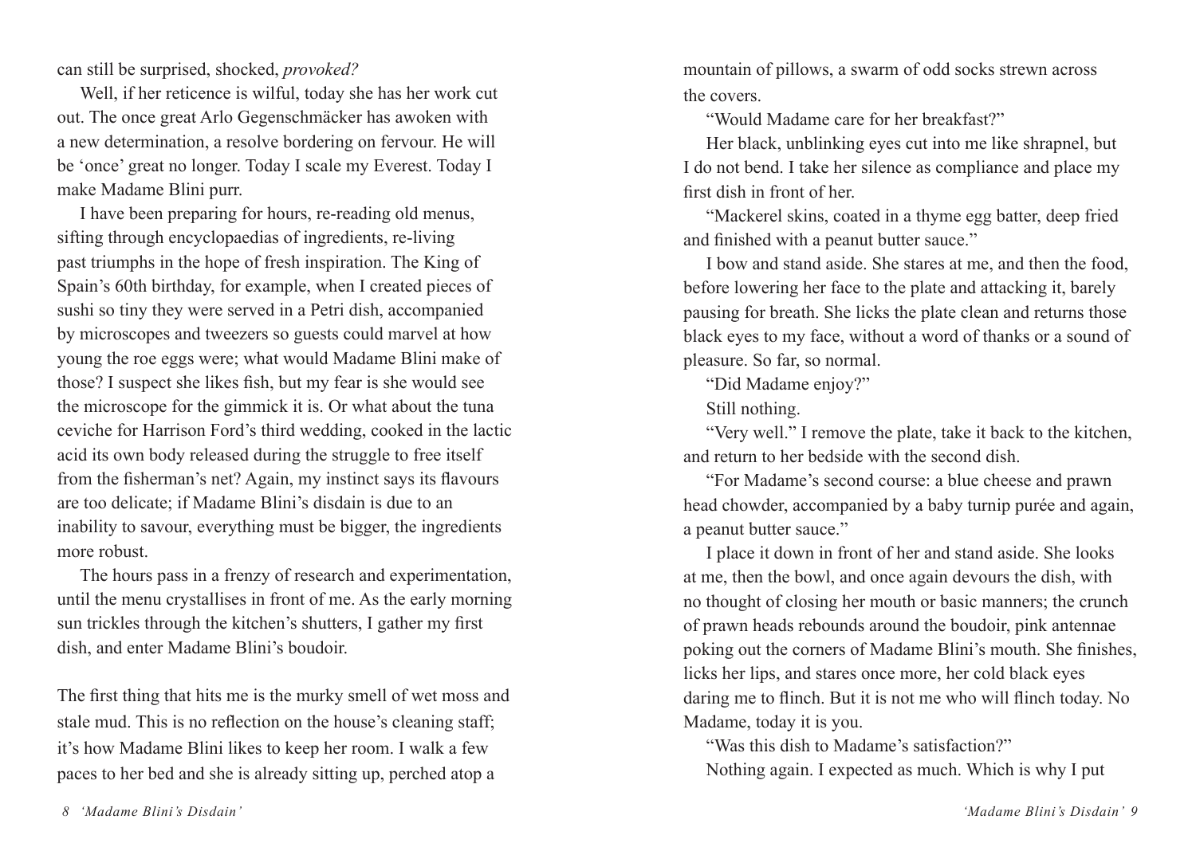can still be surprised, shocked, *provoked?*

Well, if her reticence is wilful, today she has her work cut out. The once great Arlo Gegenschmäcker has awoken with a new determination, a resolve bordering on fervour. He will be 'once' great no longer. Today I scale my Everest. Today I make Madame Blini purr.

I have been preparing for hours, re-reading old menus, sifting through encyclopaedias of ingredients, re-living past triumphs in the hope of fresh inspiration. The King of Spain's 60th birthday, for example, when I created pieces of sushi so tiny they were served in a Petri dish, accompanied by microscopes and tweezers so guests could marvel at how young the roe eggs were; what would Madame Blini make of those? I suspect she likes fish, but my fear is she would see the microscope for the gimmick it is. Or what about the tuna ceviche for Harrison Ford's third wedding, cooked in the lactic acid its own body released during the struggle to free itself from the fisherman's net? Again, my instinct says its flavours are too delicate; if Madame Blini's disdain is due to an inability to savour, everything must be bigger, the ingredients more robust.

The hours pass in a frenzy of research and experimentation, until the menu crystallises in front of me. As the early morning sun trickles through the kitchen's shutters, I gather my first dish, and enter Madame Blini's boudoir.

The first thing that hits me is the murky smell of wet moss and stale mud. This is no reflection on the house's cleaning staff; it's how Madame Blini likes to keep her room. I walk a few paces to her bed and she is already sitting up, perched atop a mountain of pillows, a swarm of odd socks strewn across the covers.

"Would Madame care for her breakfast?"

Her black, unblinking eyes cut into me like shrapnel, but I do not bend. I take her silence as compliance and place my first dish in front of her.

"Mackerel skins, coated in a thyme egg batter, deep fried and finished with a peanut butter sauce."

I bow and stand aside. She stares at me, and then the food, before lowering her face to the plate and attacking it, barely pausing for breath. She licks the plate clean and returns those black eyes to my face, without a word of thanks or a sound of pleasure. So far, so normal.

"Did Madame enjoy?"

Still nothing.

"Very well." I remove the plate, take it back to the kitchen, and return to her bedside with the second dish.

"For Madame's second course: a blue cheese and prawn head chowder, accompanied by a baby turnip purée and again, a peanut butter sauce."

I place it down in front of her and stand aside. She looks at me, then the bowl, and once again devours the dish, with no thought of closing her mouth or basic manners; the crunch of prawn heads rebounds around the boudoir, pink antennae poking out the corners of Madame Blini's mouth. She finishes, licks her lips, and stares once more, her cold black eyes daring me to flinch. But it is not me who will flinch today. No Madame, today it is you.

"Was this dish to Madame's satisfaction?"

Nothing again. I expected as much. Which is why I put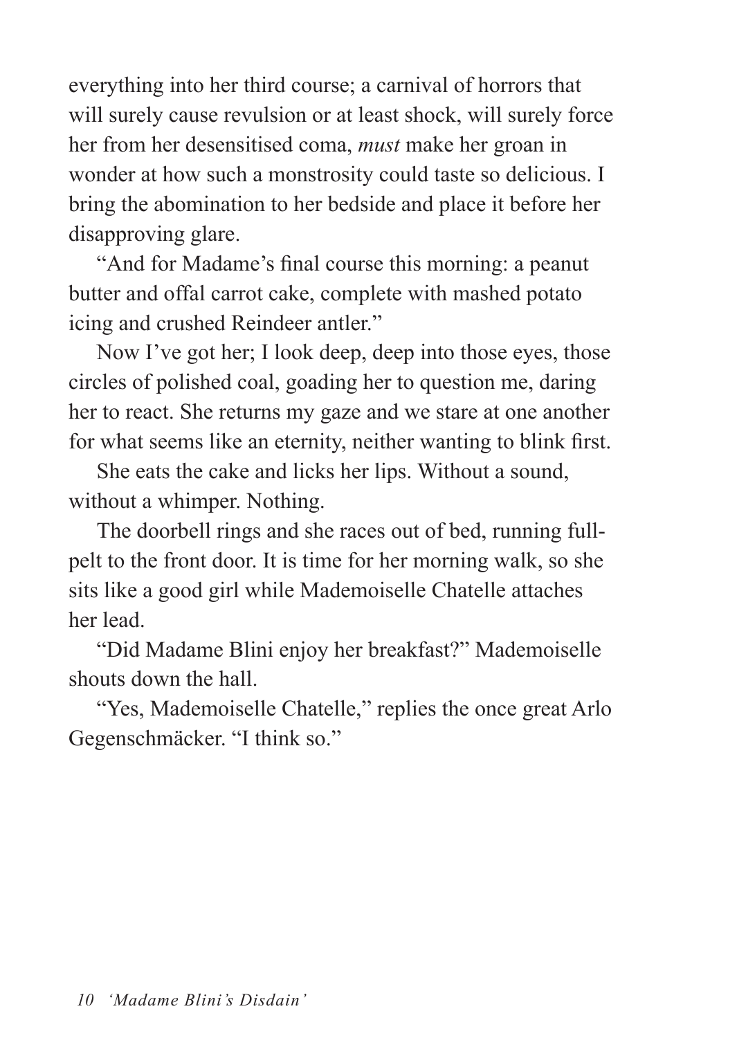everything into her third course; a carnival of horrors that will surely cause revulsion or at least shock, will surely force her from her desensitised coma, *must* make her groan in wonder at how such a monstrosity could taste so delicious. I bring the abomination to her bedside and place it before her disapproving glare.

"And for Madame's final course this morning: a peanut butter and offal carrot cake, complete with mashed potato icing and crushed Reindeer antler."

Now I've got her; I look deep, deep into those eyes, those circles of polished coal, goading her to question me, daring her to react. She returns my gaze and we stare at one another for what seems like an eternity, neither wanting to blink first.

She eats the cake and licks her lips. Without a sound, without a whimper. Nothing.

The doorbell rings and she races out of bed, running full-pelt to the front door. It is time for her morning walk, so she sits like a good girl while Mademoiselle Chatelle attaches her lead.

"Did Madame Blini enjoy her breakfast?" Mademoiselle shouts down the hall.

"Yes, Mademoiselle Chatelle," replies the once great Arlo Gegenschmäcker. "I think so."